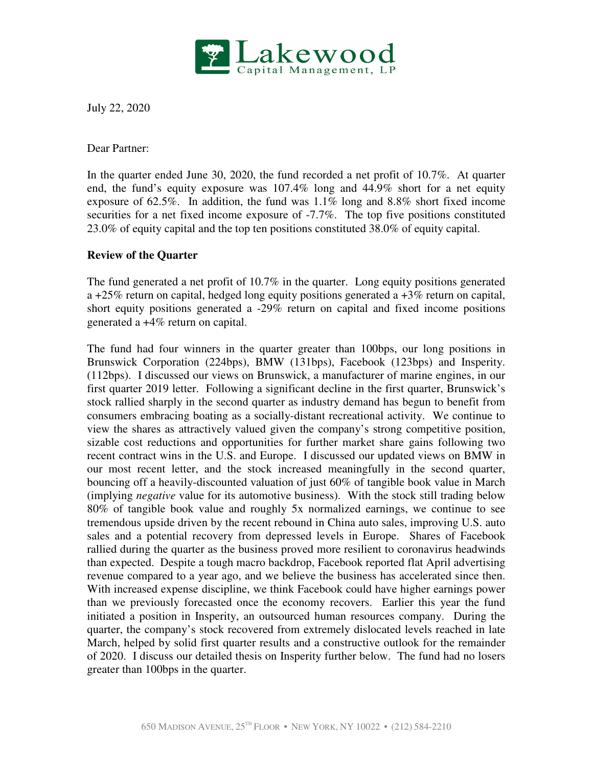# Lakewood
Capital Management, LP

July 22, 2020

Dear Partner:

In the quarter ended June 30, 2020, the fund recorded a net profit of 10.7%. At quarter end, the fund's equity exposure was 107.4% long and 44.9% short for a net equity exposure of 62.5%. In addition, the fund was 1.1% long and 8.8% short fixed income securities for a net fixed income exposure of -7.7%. The top five positions constituted 23.0% of equity capital and the top ten positions constituted 38.0% of equity capital.

**Review of the Quarter**

The fund generated a net profit of 10.7% in the quarter. Long equity positions generated a +25% return on capital, hedged long equity positions generated a +3% return on capital, short equity positions generated a -29% return on capital and fixed income positions generated a +4% return on capital.

The fund had four winners in the quarter greater than 100bps, our long positions in Brunswick Corporation (224bps), BMW (131bps), Facebook (123bps) and Insperity. (112bps). I discussed our views on Brunswick, a manufacturer of marine engines, in our first quarter 2019 letter. Following a significant decline in the first quarter, Brunswick's stock rallied sharply in the second quarter as industry demand has begun to benefit from consumers embracing boating as a socially-distant recreational activity. We continue to view the shares as attractively valued given the company's strong competitive position, sizable cost reductions and opportunities for further market share gains following two recent contract wins in the U.S. and Europe. I discussed our updated views on BMW in our most recent letter, and the stock increased meaningfully in the second quarter, bouncing off a heavily-discounted valuation of just 60% of tangible book value in March (implying *negative* value for its automotive business). With the stock still trading below 80% of tangible book value and roughly 5x normalized earnings, we continue to see tremendous upside driven by the recent rebound in China auto sales, improving U.S. auto sales and a potential recovery from depressed levels in Europe. Shares of Facebook rallied during the quarter as the business proved more resilient to coronavirus headwinds than expected. Despite a tough macro backdrop, Facebook reported flat April advertising revenue compared to a year ago, and we believe the business has accelerated since then. With increased expense discipline, we think Facebook could have higher earnings power than we previously forecasted once the economy recovers. Earlier this year the fund initiated a position in Insperity, an outsourced human resources company. During the quarter, the company's stock recovered from extremely dislocated levels reached in late March, helped by solid first quarter results and a constructive outlook for the remainder of 2020. I discuss our detailed thesis on Insperity further below. The fund had no losers greater than 100bps in the quarter.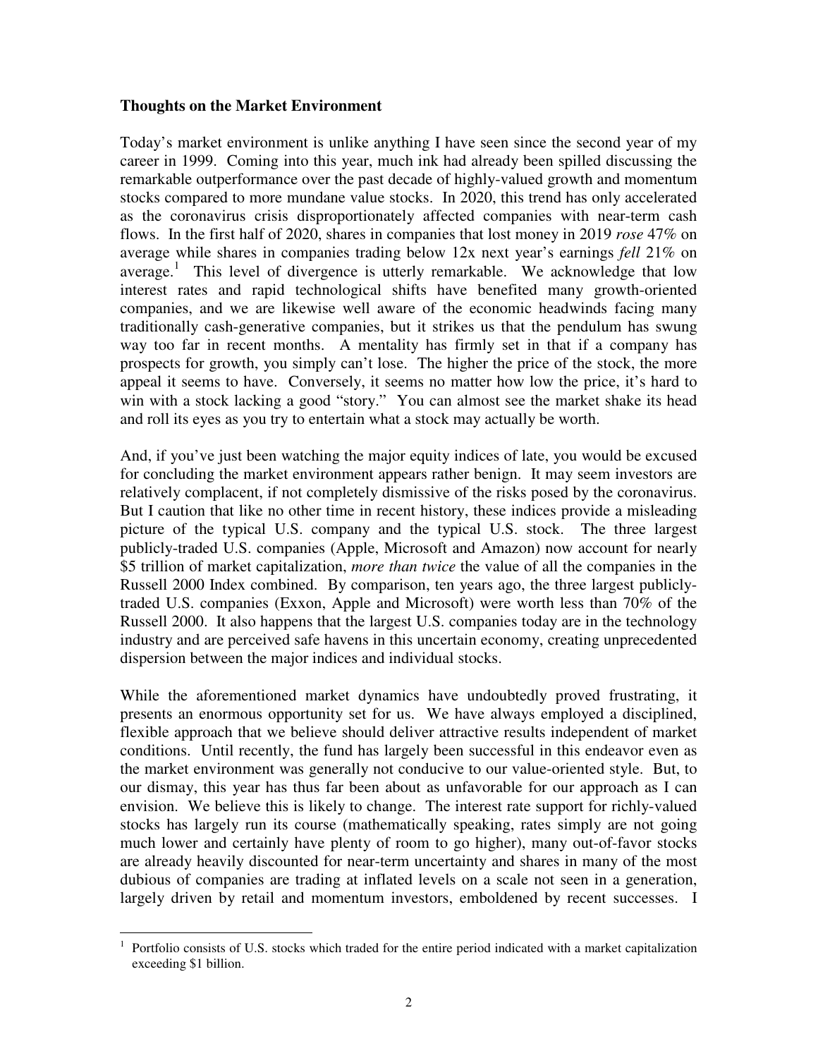**Thoughts on the Market Environment**

Today's market environment is unlike anything I have seen since the second year of my career in 1999. Coming into this year, much ink had already been spilled discussing the remarkable outperformance over the past decade of highly-valued growth and momentum stocks compared to more mundane value stocks. In 2020, this trend has only accelerated as the coronavirus crisis disproportionately affected companies with near-term cash flows. In the first half of 2020, shares in companies that lost money in 2019 *rose* 47% on average while shares in companies trading below 12x next year's earnings *fell* 21% on average.[1] This level of divergence is utterly remarkable. We acknowledge that low interest rates and rapid technological shifts have benefited many growth-oriented companies, and we are likewise well aware of the economic headwinds facing many traditionally cash-generative companies, but it strikes us that the pendulum has swung way too far in recent months. A mentality has firmly set in that if a company has prospects for growth, you simply can't lose. The higher the price of the stock, the more appeal it seems to have. Conversely, it seems no matter how low the price, it's hard to win with a stock lacking a good "story." You can almost see the market shake its head and roll its eyes as you try to entertain what a stock may actually be worth.

And, if you've just been watching the major equity indices of late, you would be excused for concluding the market environment appears rather benign. It may seem investors are relatively complacent, if not completely dismissive of the risks posed by the coronavirus. But I caution that like no other time in recent history, these indices provide a misleading picture of the typical U.S. company and the typical U.S. stock. The three largest publicly-traded U.S. companies (Apple, Microsoft and Amazon) now account for nearly $5 trillion of market capitalization, *more than twice* the value of all the companies in the Russell 2000 Index combined. By comparison, ten years ago, the three largest publicly-traded U.S. companies (Exxon, Apple and Microsoft) were worth less than 70% of the Russell 2000. It also happens that the largest U.S. companies today are in the technology industry and are perceived safe havens in this uncertain economy, creating unprecedented dispersion between the major indices and individual stocks.

While the aforementioned market dynamics have undoubtedly proved frustrating, it presents an enormous opportunity set for us. We have always employed a disciplined, flexible approach that we believe should deliver attractive results independent of market conditions. Until recently, the fund has largely been successful in this endeavor even as the market environment was generally not conducive to our value-oriented style. But, to our dismay, this year has thus far been about as unfavorable for our approach as I can envision. We believe this is likely to change. The interest rate support for richly-valued stocks has largely run its course (mathematically speaking, rates simply are not going much lower and certainly have plenty of room to go higher), many out-of-favor stocks are already heavily discounted for near-term uncertainty and shares in many of the most dubious of companies are trading at inflated levels on a scale not seen in a generation, largely driven by retail and momentum investors, emboldened by recent successes. I

---

[1] Portfolio consists of U.S. stocks which traded for the entire period indicated with a market capitalization exceeding $1 billion.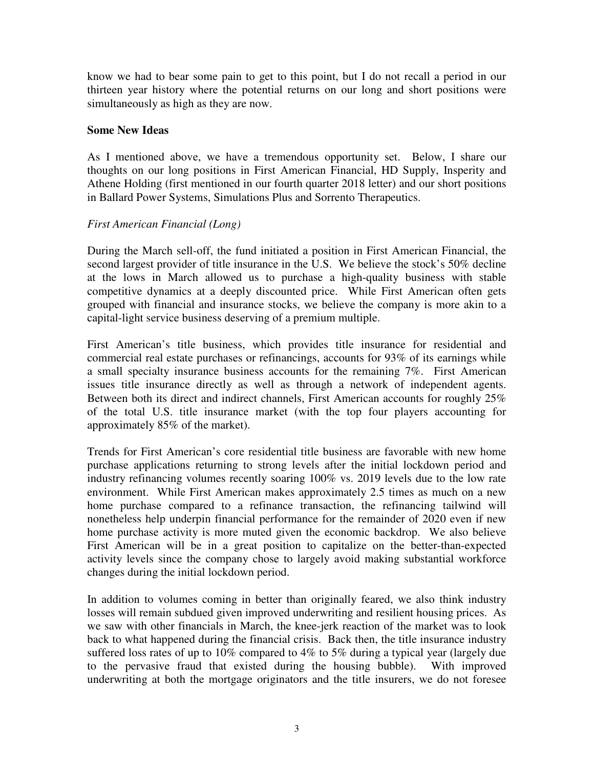know we had to bear some pain to get to this point, but I do not recall a period in our thirteen year history where the potential returns on our long and short positions were simultaneously as high as they are now.

**Some New Ideas**

As I mentioned above, we have a tremendous opportunity set. Below, I share our thoughts on our long positions in First American Financial, HD Supply, Insperity and Athene Holding (first mentioned in our fourth quarter 2018 letter) and our short positions in Ballard Power Systems, Simulations Plus and Sorrento Therapeutics.

*First American Financial (Long)*

During the March sell-off, the fund initiated a position in First American Financial, the second largest provider of title insurance in the U.S. We believe the stock's 50% decline at the lows in March allowed us to purchase a high-quality business with stable competitive dynamics at a deeply discounted price. While First American often gets grouped with financial and insurance stocks, we believe the company is more akin to a capital-light service business deserving of a premium multiple.

First American's title business, which provides title insurance for residential and commercial real estate purchases or refinancings, accounts for 93% of its earnings while a small specialty insurance business accounts for the remaining 7%. First American issues title insurance directly as well as through a network of independent agents. Between both its direct and indirect channels, First American accounts for roughly 25% of the total U.S. title insurance market (with the top four players accounting for approximately 85% of the market).

Trends for First American's core residential title business are favorable with new home purchase applications returning to strong levels after the initial lockdown period and industry refinancing volumes recently soaring 100% vs. 2019 levels due to the low rate environment. While First American makes approximately 2.5 times as much on a new home purchase compared to a refinance transaction, the refinancing tailwind will nonetheless help underpin financial performance for the remainder of 2020 even if new home purchase activity is more muted given the economic backdrop. We also believe First American will be in a great position to capitalize on the better-than-expected activity levels since the company chose to largely avoid making substantial workforce changes during the initial lockdown period.

In addition to volumes coming in better than originally feared, we also think industry losses will remain subdued given improved underwriting and resilient housing prices. As we saw with other financials in March, the knee-jerk reaction of the market was to look back to what happened during the financial crisis. Back then, the title insurance industry suffered loss rates of up to 10% compared to 4% to 5% during a typical year (largely due to the pervasive fraud that existed during the housing bubble). With improved underwriting at both the mortgage originators and the title insurers, we do not foresee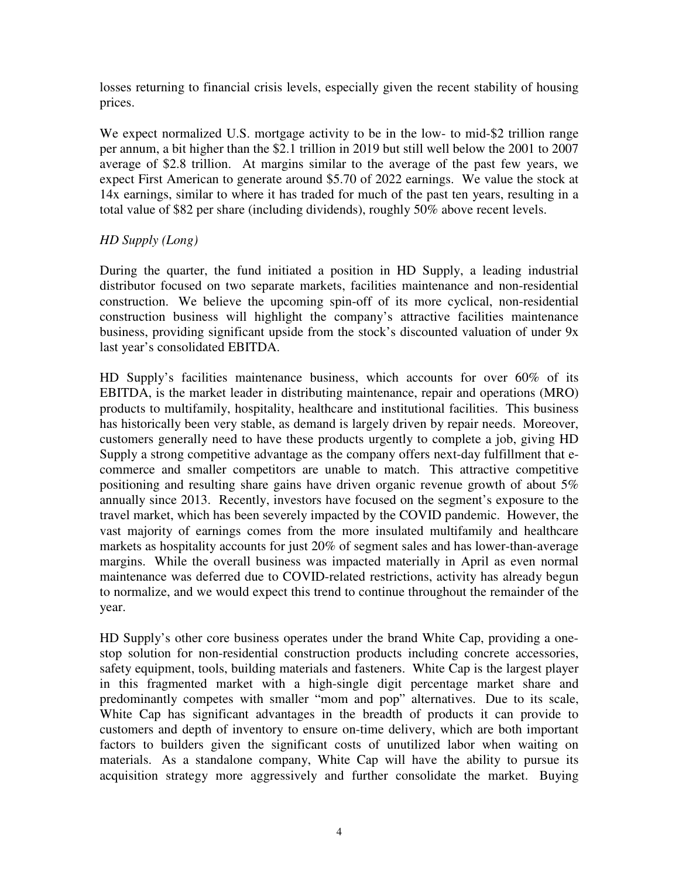losses returning to financial crisis levels, especially given the recent stability of housing prices.

We expect normalized U.S. mortgage activity to be in the low- to mid-$2 trillion range per annum, a bit higher than the $2.1 trillion in 2019 but still well below the 2001 to 2007 average of $2.8 trillion. At margins similar to the average of the past few years, we expect First American to generate around $5.70 of 2022 earnings. We value the stock at 14x earnings, similar to where it has traded for much of the past ten years, resulting in a total value of $82 per share (including dividends), roughly 50% above recent levels.

*HD Supply (Long)*

During the quarter, the fund initiated a position in HD Supply, a leading industrial distributor focused on two separate markets, facilities maintenance and non-residential construction. We believe the upcoming spin-off of its more cyclical, non-residential construction business will highlight the company's attractive facilities maintenance business, providing significant upside from the stock's discounted valuation of under 9x last year's consolidated EBITDA.

HD Supply's facilities maintenance business, which accounts for over 60% of its EBITDA, is the market leader in distributing maintenance, repair and operations (MRO) products to multifamily, hospitality, healthcare and institutional facilities. This business has historically been very stable, as demand is largely driven by repair needs. Moreover, customers generally need to have these products urgently to complete a job, giving HD Supply a strong competitive advantage as the company offers next-day fulfillment that e-commerce and smaller competitors are unable to match. This attractive competitive positioning and resulting share gains have driven organic revenue growth of about 5% annually since 2013. Recently, investors have focused on the segment's exposure to the travel market, which has been severely impacted by the COVID pandemic. However, the vast majority of earnings comes from the more insulated multifamily and healthcare markets as hospitality accounts for just 20% of segment sales and has lower-than-average margins. While the overall business was impacted materially in April as even normal maintenance was deferred due to COVID-related restrictions, activity has already begun to normalize, and we would expect this trend to continue throughout the remainder of the year.

HD Supply's other core business operates under the brand White Cap, providing a one-stop solution for non-residential construction products including concrete accessories, safety equipment, tools, building materials and fasteners. White Cap is the largest player in this fragmented market with a high-single digit percentage market share and predominantly competes with smaller "mom and pop" alternatives. Due to its scale, White Cap has significant advantages in the breadth of products it can provide to customers and depth of inventory to ensure on-time delivery, which are both important factors to builders given the significant costs of unutilized labor when waiting on materials. As a standalone company, White Cap will have the ability to pursue its acquisition strategy more aggressively and further consolidate the market. Buying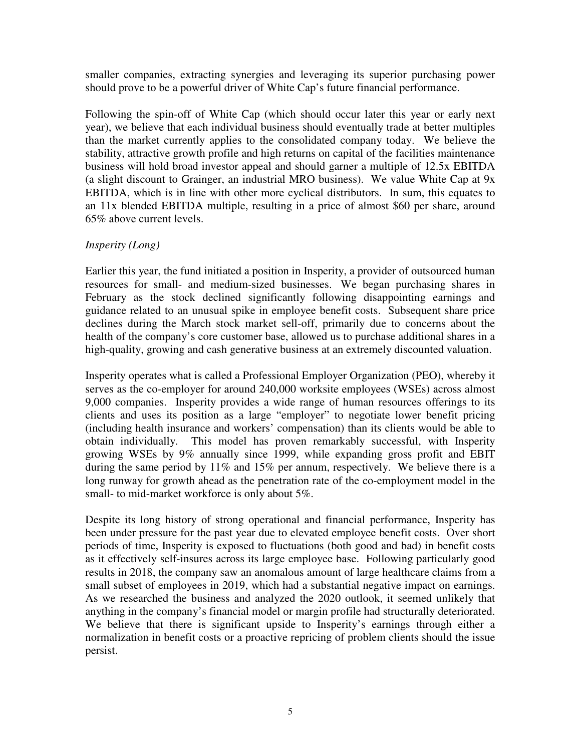smaller companies, extracting synergies and leveraging its superior purchasing power should prove to be a powerful driver of White Cap's future financial performance.

Following the spin-off of White Cap (which should occur later this year or early next year), we believe that each individual business should eventually trade at better multiples than the market currently applies to the consolidated company today. We believe the stability, attractive growth profile and high returns on capital of the facilities maintenance business will hold broad investor appeal and should garner a multiple of 12.5x EBITDA (a slight discount to Grainger, an industrial MRO business). We value White Cap at 9x EBITDA, which is in line with other more cyclical distributors. In sum, this equates to an 11x blended EBITDA multiple, resulting in a price of almost $60 per share, around 65% above current levels.

*Insperity (Long)*

Earlier this year, the fund initiated a position in Insperity, a provider of outsourced human resources for small- and medium-sized businesses. We began purchasing shares in February as the stock declined significantly following disappointing earnings and guidance related to an unusual spike in employee benefit costs. Subsequent share price declines during the March stock market sell-off, primarily due to concerns about the health of the company's core customer base, allowed us to purchase additional shares in a high-quality, growing and cash generative business at an extremely discounted valuation.

Insperity operates what is called a Professional Employer Organization (PEO), whereby it serves as the co-employer for around 240,000 worksite employees (WSEs) across almost 9,000 companies. Insperity provides a wide range of human resources offerings to its clients and uses its position as a large "employer" to negotiate lower benefit pricing (including health insurance and workers' compensation) than its clients would be able to obtain individually. This model has proven remarkably successful, with Insperity growing WSEs by 9% annually since 1999, while expanding gross profit and EBIT during the same period by 11% and 15% per annum, respectively. We believe there is a long runway for growth ahead as the penetration rate of the co-employment model in the small- to mid-market workforce is only about 5%.

Despite its long history of strong operational and financial performance, Insperity has been under pressure for the past year due to elevated employee benefit costs. Over short periods of time, Insperity is exposed to fluctuations (both good and bad) in benefit costs as it effectively self-insures across its large employee base. Following particularly good results in 2018, the company saw an anomalous amount of large healthcare claims from a small subset of employees in 2019, which had a substantial negative impact on earnings. As we researched the business and analyzed the 2020 outlook, it seemed unlikely that anything in the company's financial model or margin profile had structurally deteriorated. We believe that there is significant upside to Insperity's earnings through either a normalization in benefit costs or a proactive repricing of problem clients should the issue persist.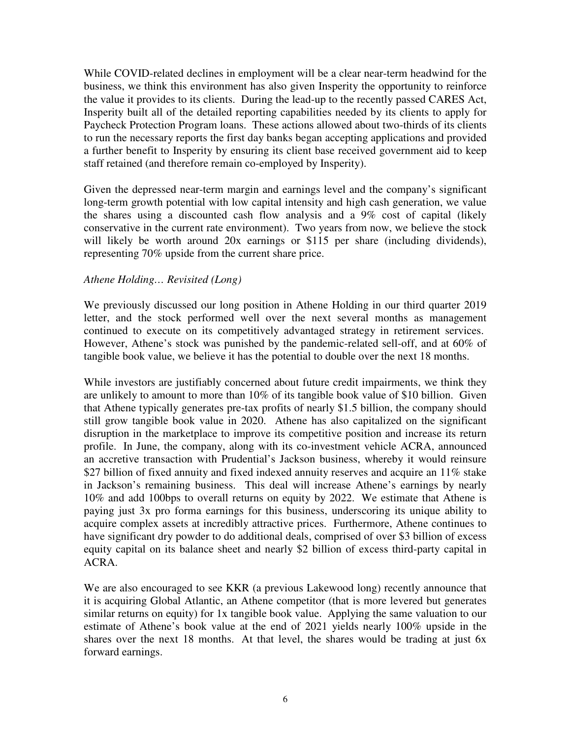While COVID-related declines in employment will be a clear near-term headwind for the business, we think this environment has also given Insperity the opportunity to reinforce the value it provides to its clients. During the lead-up to the recently passed CARES Act, Insperity built all of the detailed reporting capabilities needed by its clients to apply for Paycheck Protection Program loans. These actions allowed about two-thirds of its clients to run the necessary reports the first day banks began accepting applications and provided a further benefit to Insperity by ensuring its client base received government aid to keep staff retained (and therefore remain co-employed by Insperity).

Given the depressed near-term margin and earnings level and the company's significant long-term growth potential with low capital intensity and high cash generation, we value the shares using a discounted cash flow analysis and a 9% cost of capital (likely conservative in the current rate environment). Two years from now, we believe the stock will likely be worth around 20x earnings or $115 per share (including dividends), representing 70% upside from the current share price.

*Athene Holding… Revisited (Long)*

We previously discussed our long position in Athene Holding in our third quarter 2019 letter, and the stock performed well over the next several months as management continued to execute on its competitively advantaged strategy in retirement services. However, Athene's stock was punished by the pandemic-related sell-off, and at 60% of tangible book value, we believe it has the potential to double over the next 18 months.

While investors are justifiably concerned about future credit impairments, we think they are unlikely to amount to more than 10% of its tangible book value of $10 billion. Given that Athene typically generates pre-tax profits of nearly $1.5 billion, the company should still grow tangible book value in 2020. Athene has also capitalized on the significant disruption in the marketplace to improve its competitive position and increase its return profile. In June, the company, along with its co-investment vehicle ACRA, announced an accretive transaction with Prudential's Jackson business, whereby it would reinsure $27 billion of fixed annuity and fixed indexed annuity reserves and acquire an 11% stake in Jackson's remaining business. This deal will increase Athene's earnings by nearly 10% and add 100bps to overall returns on equity by 2022. We estimate that Athene is paying just 3x pro forma earnings for this business, underscoring its unique ability to acquire complex assets at incredibly attractive prices. Furthermore, Athene continues to have significant dry powder to do additional deals, comprised of over $3 billion of excess equity capital on its balance sheet and nearly $2 billion of excess third-party capital in ACRA.

We are also encouraged to see KKR (a previous Lakewood long) recently announce that it is acquiring Global Atlantic, an Athene competitor (that is more levered but generates similar returns on equity) for 1x tangible book value. Applying the same valuation to our estimate of Athene's book value at the end of 2021 yields nearly 100% upside in the shares over the next 18 months. At that level, the shares would be trading at just 6x forward earnings.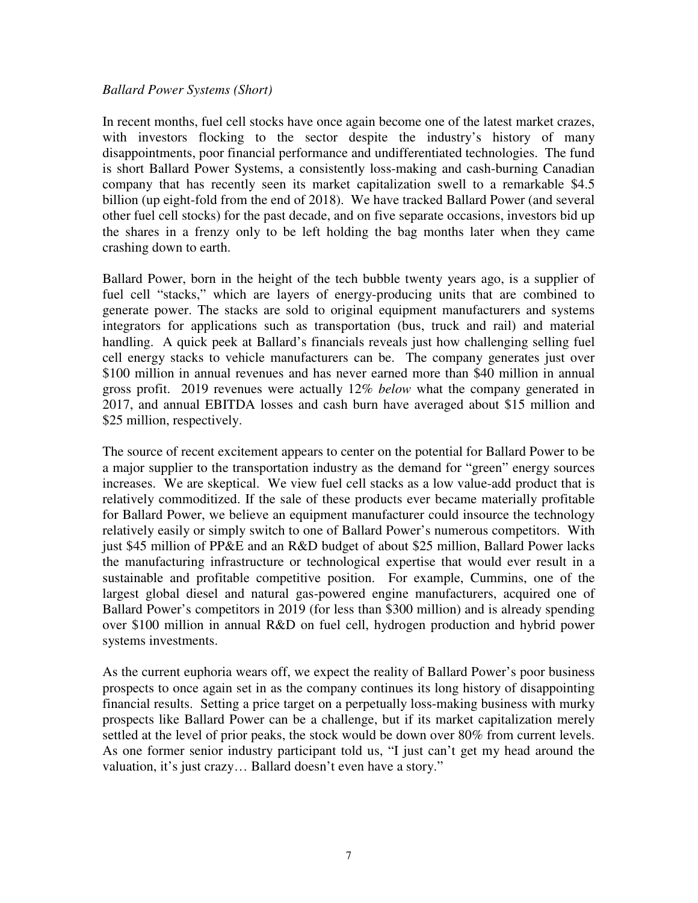*Ballard Power Systems (Short)*

In recent months, fuel cell stocks have once again become one of the latest market crazes, with investors flocking to the sector despite the industry's history of many disappointments, poor financial performance and undifferentiated technologies. The fund is short Ballard Power Systems, a consistently loss-making and cash-burning Canadian company that has recently seen its market capitalization swell to a remarkable $4.5 billion (up eight-fold from the end of 2018). We have tracked Ballard Power (and several other fuel cell stocks) for the past decade, and on five separate occasions, investors bid up the shares in a frenzy only to be left holding the bag months later when they came crashing down to earth.

Ballard Power, born in the height of the tech bubble twenty years ago, is a supplier of fuel cell "stacks," which are layers of energy-producing units that are combined to generate power. The stacks are sold to original equipment manufacturers and systems integrators for applications such as transportation (bus, truck and rail) and material handling. A quick peek at Ballard's financials reveals just how challenging selling fuel cell energy stacks to vehicle manufacturers can be. The company generates just over $100 million in annual revenues and has never earned more than $40 million in annual gross profit. 2019 revenues were actually 12% *below* what the company generated in 2017, and annual EBITDA losses and cash burn have averaged about $15 million and $25 million, respectively.

The source of recent excitement appears to center on the potential for Ballard Power to be a major supplier to the transportation industry as the demand for "green" energy sources increases. We are skeptical. We view fuel cell stacks as a low value-add product that is relatively commoditized. If the sale of these products ever became materially profitable for Ballard Power, we believe an equipment manufacturer could insource the technology relatively easily or simply switch to one of Ballard Power's numerous competitors. With just $45 million of PP&E and an R&D budget of about $25 million, Ballard Power lacks the manufacturing infrastructure or technological expertise that would ever result in a sustainable and profitable competitive position. For example, Cummins, one of the largest global diesel and natural gas-powered engine manufacturers, acquired one of Ballard Power's competitors in 2019 (for less than $300 million) and is already spending over $100 million in annual R&D on fuel cell, hydrogen production and hybrid power systems investments.

As the current euphoria wears off, we expect the reality of Ballard Power's poor business prospects to once again set in as the company continues its long history of disappointing financial results. Setting a price target on a perpetually loss-making business with murky prospects like Ballard Power can be a challenge, but if its market capitalization merely settled at the level of prior peaks, the stock would be down over 80% from current levels. As one former senior industry participant told us, "I just can't get my head around the valuation, it's just crazy… Ballard doesn't even have a story."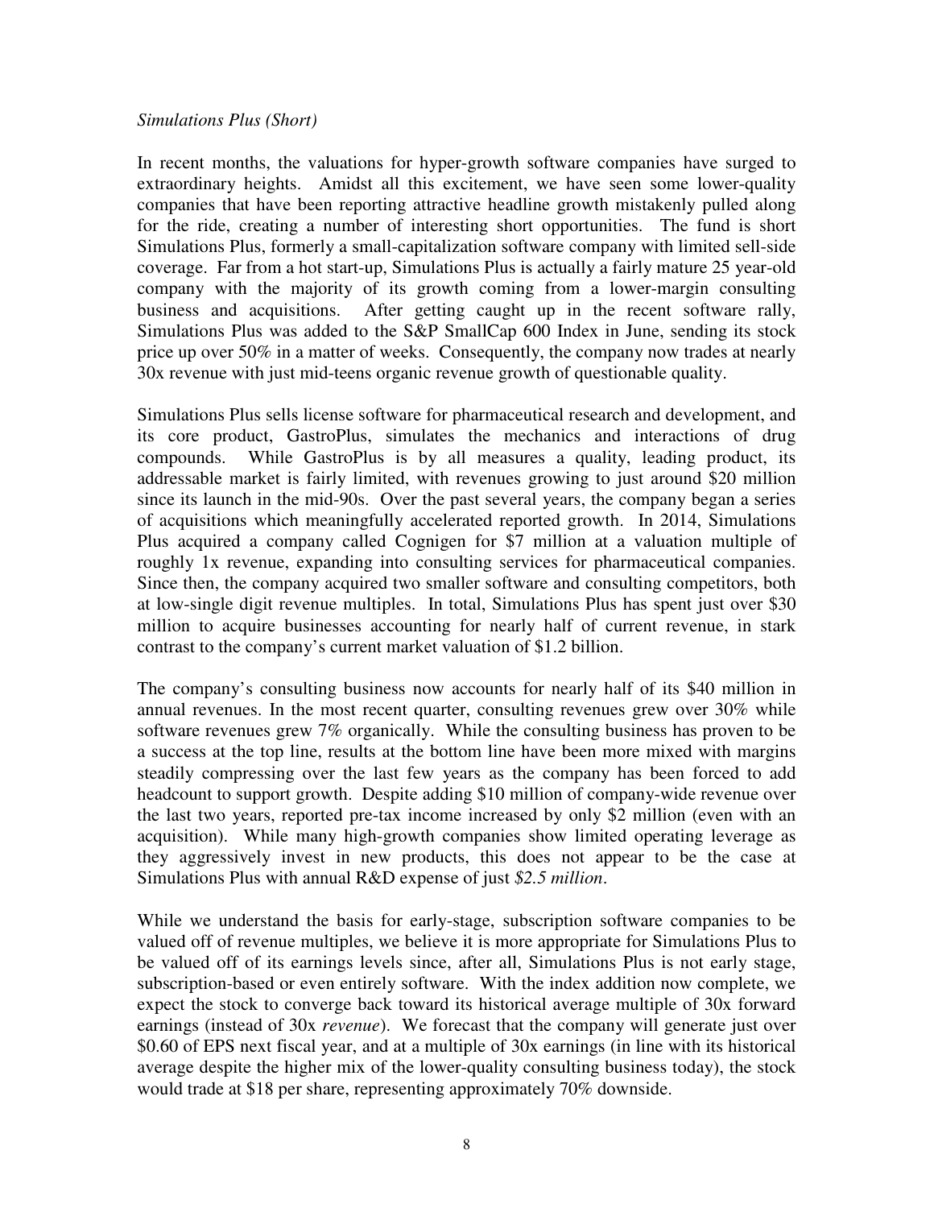*Simulations Plus (Short)*

In recent months, the valuations for hyper-growth software companies have surged to extraordinary heights. Amidst all this excitement, we have seen some lower-quality companies that have been reporting attractive headline growth mistakenly pulled along for the ride, creating a number of interesting short opportunities. The fund is short Simulations Plus, formerly a small-capitalization software company with limited sell-side coverage. Far from a hot start-up, Simulations Plus is actually a fairly mature 25 year-old company with the majority of its growth coming from a lower-margin consulting business and acquisitions. After getting caught up in the recent software rally, Simulations Plus was added to the S&P SmallCap 600 Index in June, sending its stock price up over 50% in a matter of weeks. Consequently, the company now trades at nearly 30x revenue with just mid-teens organic revenue growth of questionable quality.

Simulations Plus sells license software for pharmaceutical research and development, and its core product, GastroPlus, simulates the mechanics and interactions of drug compounds. While GastroPlus is by all measures a quality, leading product, its addressable market is fairly limited, with revenues growing to just around $20 million since its launch in the mid-90s. Over the past several years, the company began a series of acquisitions which meaningfully accelerated reported growth. In 2014, Simulations Plus acquired a company called Cognigen for $7 million at a valuation multiple of roughly 1x revenue, expanding into consulting services for pharmaceutical companies. Since then, the company acquired two smaller software and consulting competitors, both at low-single digit revenue multiples. In total, Simulations Plus has spent just over $30 million to acquire businesses accounting for nearly half of current revenue, in stark contrast to the company's current market valuation of $1.2 billion.

The company's consulting business now accounts for nearly half of its $40 million in annual revenues. In the most recent quarter, consulting revenues grew over 30% while software revenues grew 7% organically. While the consulting business has proven to be a success at the top line, results at the bottom line have been more mixed with margins steadily compressing over the last few years as the company has been forced to add headcount to support growth. Despite adding $10 million of company-wide revenue over the last two years, reported pre-tax income increased by only $2 million (even with an acquisition). While many high-growth companies show limited operating leverage as they aggressively invest in new products, this does not appear to be the case at Simulations Plus with annual R&D expense of just *$2.5 million*.

While we understand the basis for early-stage, subscription software companies to be valued off of revenue multiples, we believe it is more appropriate for Simulations Plus to be valued off of its earnings levels since, after all, Simulations Plus is not early stage, subscription-based or even entirely software. With the index addition now complete, we expect the stock to converge back toward its historical average multiple of 30x forward earnings (instead of 30x *revenue*). We forecast that the company will generate just over $0.60 of EPS next fiscal year, and at a multiple of 30x earnings (in line with its historical average despite the higher mix of the lower-quality consulting business today), the stock would trade at $18 per share, representing approximately 70% downside.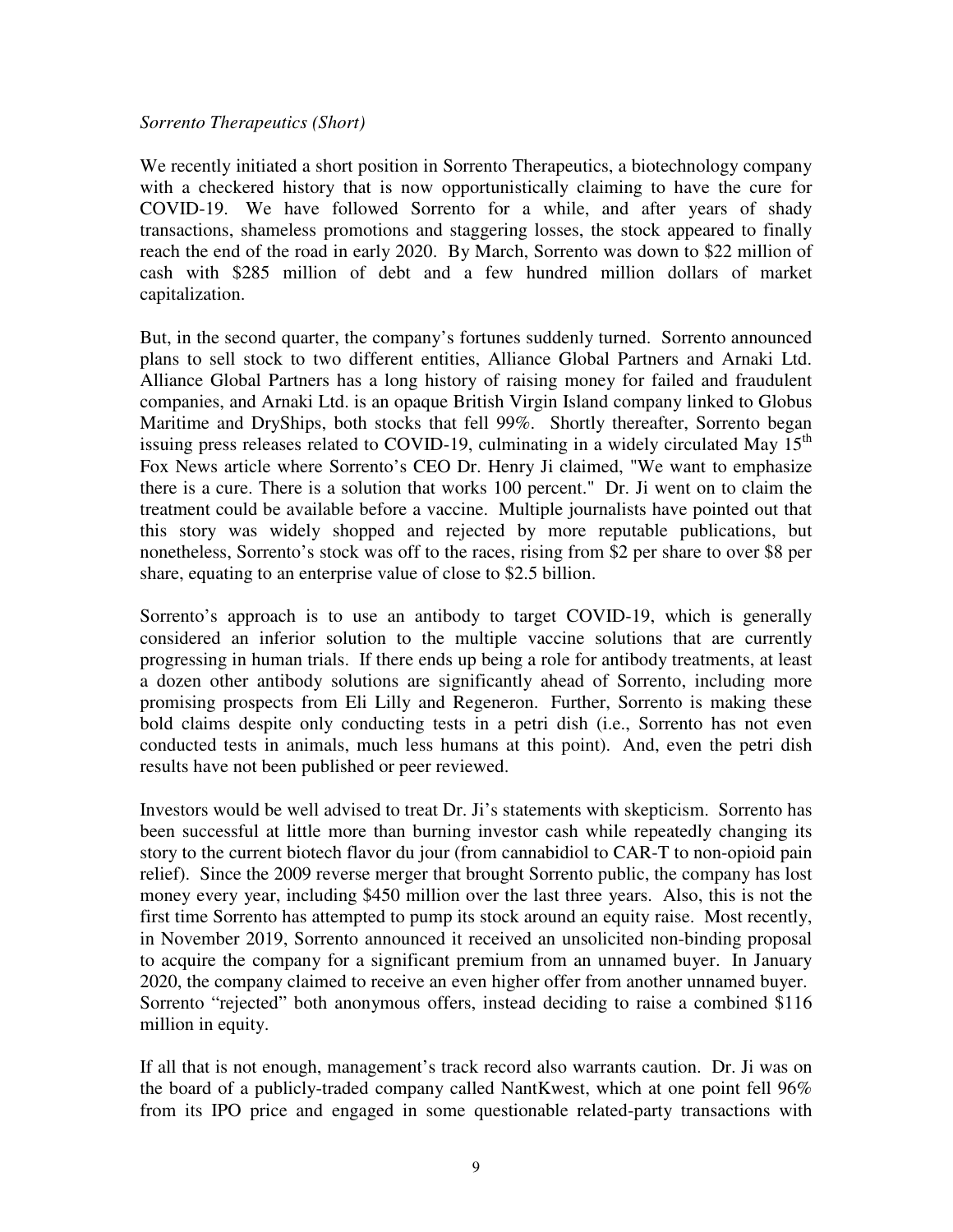*Sorrento Therapeutics (Short)*

We recently initiated a short position in Sorrento Therapeutics, a biotechnology company with a checkered history that is now opportunistically claiming to have the cure for COVID-19. We have followed Sorrento for a while, and after years of shady transactions, shameless promotions and staggering losses, the stock appeared to finally reach the end of the road in early 2020. By March, Sorrento was down to $22 million of cash with $285 million of debt and a few hundred million dollars of market capitalization.

But, in the second quarter, the company's fortunes suddenly turned. Sorrento announced plans to sell stock to two different entities, Alliance Global Partners and Arnaki Ltd. Alliance Global Partners has a long history of raising money for failed and fraudulent companies, and Arnaki Ltd. is an opaque British Virgin Island company linked to Globus Maritime and DryShips, both stocks that fell 99%. Shortly thereafter, Sorrento began issuing press releases related to COVID-19, culminating in a widely circulated May 15th Fox News article where Sorrento's CEO Dr. Henry Ji claimed, "We want to emphasize there is a cure. There is a solution that works 100 percent." Dr. Ji went on to claim the treatment could be available before a vaccine. Multiple journalists have pointed out that this story was widely shopped and rejected by more reputable publications, but nonetheless, Sorrento's stock was off to the races, rising from $2 per share to over $8 per share, equating to an enterprise value of close to $2.5 billion.

Sorrento's approach is to use an antibody to target COVID-19, which is generally considered an inferior solution to the multiple vaccine solutions that are currently progressing in human trials. If there ends up being a role for antibody treatments, at least a dozen other antibody solutions are significantly ahead of Sorrento, including more promising prospects from Eli Lilly and Regeneron. Further, Sorrento is making these bold claims despite only conducting tests in a petri dish (i.e., Sorrento has not even conducted tests in animals, much less humans at this point). And, even the petri dish results have not been published or peer reviewed.

Investors would be well advised to treat Dr. Ji's statements with skepticism. Sorrento has been successful at little more than burning investor cash while repeatedly changing its story to the current biotech flavor du jour (from cannabidiol to CAR-T to non-opioid pain relief). Since the 2009 reverse merger that brought Sorrento public, the company has lost money every year, including $450 million over the last three years. Also, this is not the first time Sorrento has attempted to pump its stock around an equity raise. Most recently, in November 2019, Sorrento announced it received an unsolicited non-binding proposal to acquire the company for a significant premium from an unnamed buyer. In January 2020, the company claimed to receive an even higher offer from another unnamed buyer. Sorrento "rejected" both anonymous offers, instead deciding to raise a combined $116 million in equity.

If all that is not enough, management's track record also warrants caution. Dr. Ji was on the board of a publicly-traded company called NantKwest, which at one point fell 96% from its IPO price and engaged in some questionable related-party transactions with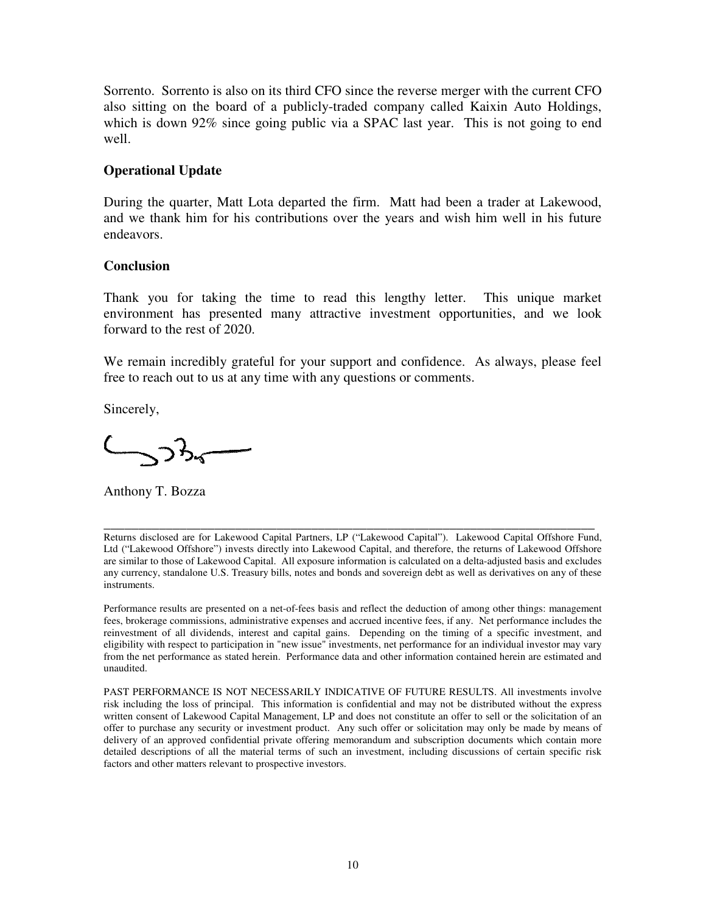Sorrento. Sorrento is also on its third CFO since the reverse merger with the current CFO also sitting on the board of a publicly-traded company called Kaixin Auto Holdings, which is down 92% since going public via a SPAC last year. This is not going to end well.

**Operational Update**

During the quarter, Matt Lota departed the firm. Matt had been a trader at Lakewood, and we thank him for his contributions over the years and wish him well in his future endeavors.

**Conclusion**

Thank you for taking the time to read this lengthy letter. This unique market environment has presented many attractive investment opportunities, and we look forward to the rest of 2020.

We remain incredibly grateful for your support and confidence. As always, please feel free to reach out to us at any time with any questions or comments.

Sincerely,

Anthony T. Bozza

---

Returns disclosed are for Lakewood Capital Partners, LP ("Lakewood Capital"). Lakewood Capital Offshore Fund, Ltd ("Lakewood Offshore") invests directly into Lakewood Capital, and therefore, the returns of Lakewood Offshore are similar to those of Lakewood Capital. All exposure information is calculated on a delta-adjusted basis and excludes any currency, standalone U.S. Treasury bills, notes and bonds and sovereign debt as well as derivatives on any of these instruments.

Performance results are presented on a net-of-fees basis and reflect the deduction of among other things: management fees, brokerage commissions, administrative expenses and accrued incentive fees, if any. Net performance includes the reinvestment of all dividends, interest and capital gains. Depending on the timing of a specific investment, and eligibility with respect to participation in "new issue" investments, net performance for an individual investor may vary from the net performance as stated herein. Performance data and other information contained herein are estimated and unaudited.

PAST PERFORMANCE IS NOT NECESSARILY INDICATIVE OF FUTURE RESULTS. All investments involve risk including the loss of principal. This information is confidential and may not be distributed without the express written consent of Lakewood Capital Management, LP and does not constitute an offer to sell or the solicitation of an offer to purchase any security or investment product. Any such offer or solicitation may only be made by means of delivery of an approved confidential private offering memorandum and subscription documents which contain more detailed descriptions of all the material terms of such an investment, including discussions of certain specific risk factors and other matters relevant to prospective investors.